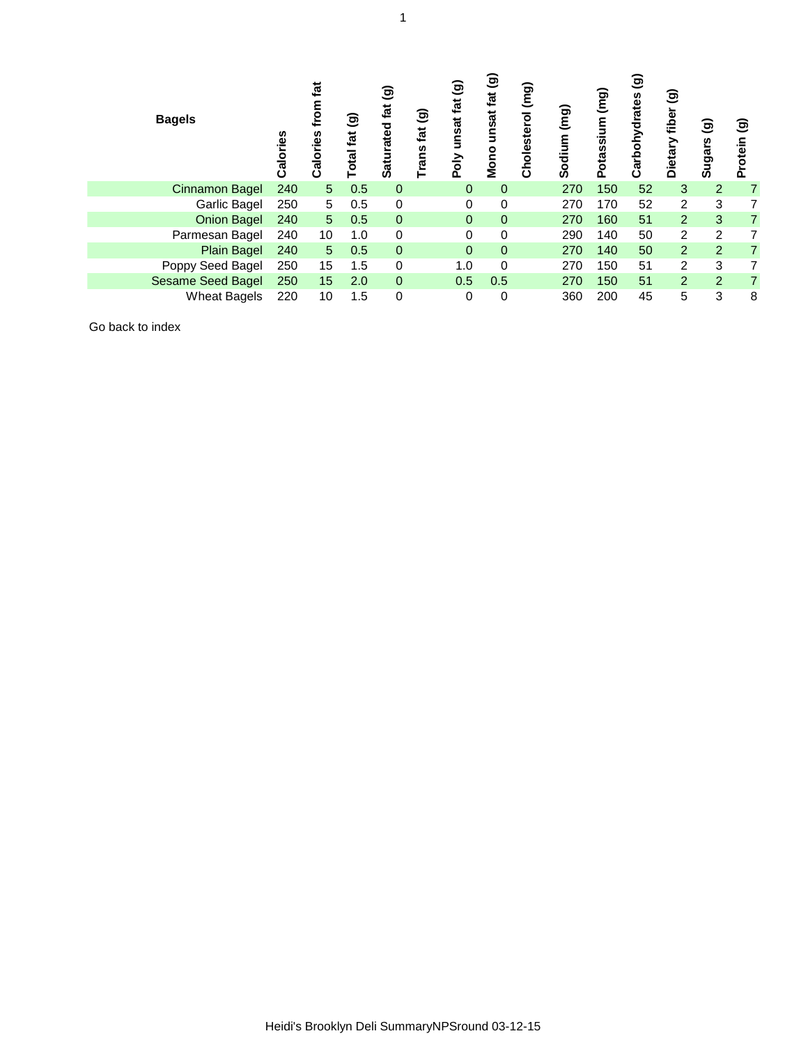| Bagels | Calories | Calories from fat | Total fat (g) | Saturated fat (g) | Trans fat (g) | Poly unsat fat (g) | Mono unsat fat (g) | Cholesterol (mg) | Sodium (mg) | Potassium (mg) | Carbohydrates (g) | Dietary fiber (g) | Sugars (g) | Protein (g) |
|---|---|---|---|---|---|---|---|---|---|---|---|---|---|---|
| Cinnamon Bagel | 240 | 5 | 0.5 | 0 | | 0 | 0 | | 270 | 150 | 52 | 3 | 2 | 7 |
| Garlic Bagel | 250 | 5 | 0.5 | 0 | | 0 | 0 | | 270 | 170 | 52 | 2 | 3 | 7 |
| Onion Bagel | 240 | 5 | 0.5 | 0 | | 0 | 0 | | 270 | 160 | 51 | 2 | 3 | 7 |
| Parmesan Bagel | 240 | 10 | 1.0 | 0 | | 0 | 0 | | 290 | 140 | 50 | 2 | 2 | 7 |
| Plain Bagel | 240 | 5 | 0.5 | 0 | | 0 | 0 | | 270 | 140 | 50 | 2 | 2 | 7 |
| Poppy Seed Bagel | 250 | 15 | 1.5 | 0 | | 1.0 | 0 | | 270 | 150 | 51 | 2 | 3 | 7 |
| Sesame Seed Bagel | 250 | 15 | 2.0 | 0 | | 0.5 | 0.5 | | 270 | 150 | 51 | 2 | 2 | 7 |
| Wheat Bagels | 220 | 10 | 1.5 | 0 | | 0 | 0 | | 360 | 200 | 45 | 5 | 3 | 8 |

Go back to index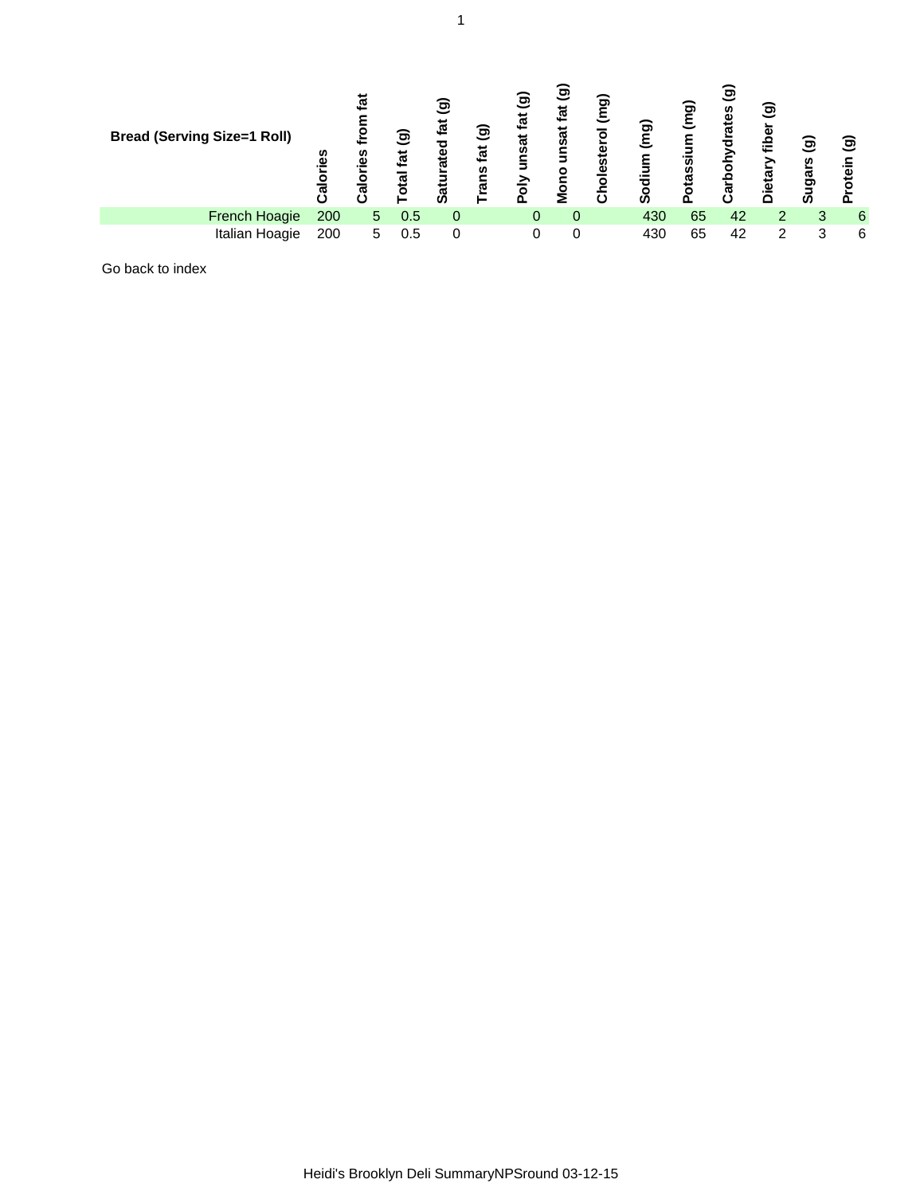| Bread (Serving Size=1 Roll) | Calories | Calories from fat | Total fat (g) | Saturated fat (g) | Trans fat (g) | Poly unsat fat (g) | Mono unsat fat (g) | Cholesterol (mg) | Sodium (mg) | Potassium (mg) | Carbohydrates (g) | Dietary fiber (g) | Sugars (g) | Protein (g) |
|---|---|---|---|---|---|---|---|---|---|---|---|---|---|---|
| French Hoagie | 200 | 5 | 0.5 | 0 | | 0 | 0 | | 430 | 65 | 42 | 2 | 3 | 6 |
| Italian Hoagie | 200 | 5 | 0.5 | 0 | | 0 | 0 | | 430 | 65 | 42 | 2 | 3 | 6 |

Go back to index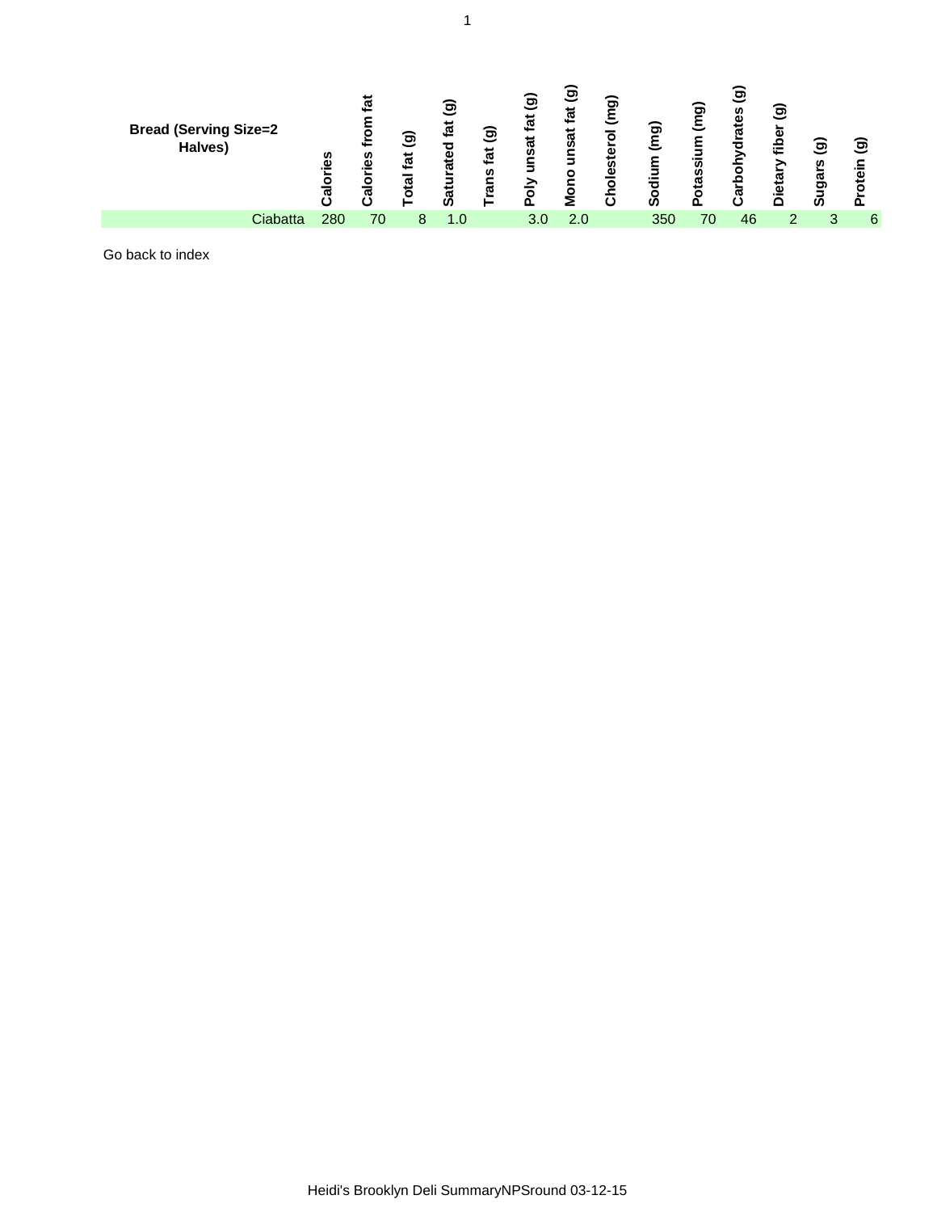| Bread (Serving Size=2 Halves) | Calories | Calories from fat | Total fat (g) | Saturated fat (g) | Trans fat (g) | Poly unsat fat (g) | Mono unsat fat (g) | Cholesterol (mg) | Sodium (mg) | Potassium (mg) | Carbohydrates (g) | Dietary fiber (g) | Sugars (g) | Protein (g) |
|---|---|---|---|---|---|---|---|---|---|---|---|---|---|---|
| Ciabatta | 280 | 70 | 8 | 1.0 | | 3.0 | 2.0 | | 350 | 70 | 46 | 2 | 3 | 6 |

Go back to index

Heidi's Brooklyn Deli SummaryNPSround 03-12-15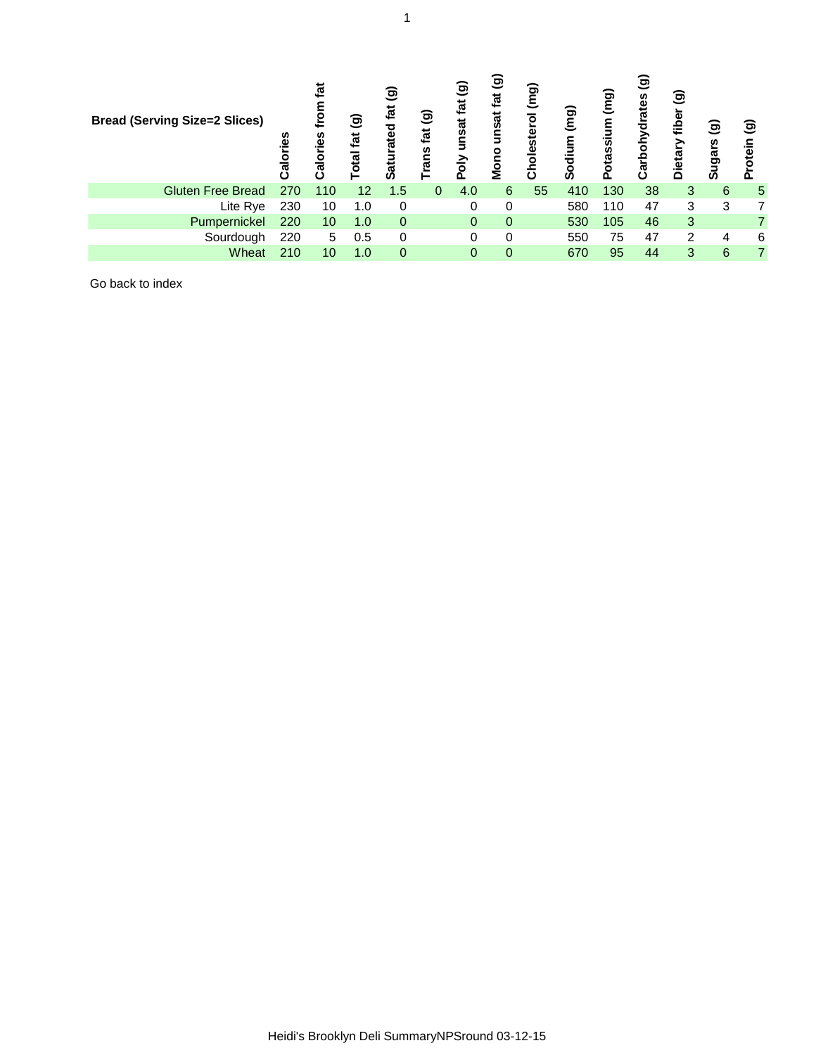| Bread (Serving Size=2 Slices) | Calories | Calories from fat | Total fat (g) | Saturated fat (g) | Trans fat (g) | Poly unsat fat (g) | Mono unsat fat (g) | Cholesterol (mg) | Sodium (mg) | Potassium (mg) | Carbohydrates (g) | Dietary fiber (g) | Sugars (g) | Protein (g) |
|---|---|---|---|---|---|---|---|---|---|---|---|---|---|---|
| Gluten Free Bread | 270 | 110 | 12 | 1.5 | 0 | 4.0 | 6 | 55 | 410 | 130 | 38 | 3 | 6 | 5 |
| Lite Rye | 230 | 10 | 1.0 | 0 | | 0 | 0 | | 580 | 110 | 47 | 3 | 3 | 7 |
| Pumpernickel | 220 | 10 | 1.0 | 0 | | 0 | 0 | | 530 | 105 | 46 | 3 | | 7 |
| Sourdough | 220 | 5 | 0.5 | 0 | | 0 | 0 | | 550 | 75 | 47 | 2 | 4 | 6 |
| Wheat | 210 | 10 | 1.0 | 0 | | 0 | 0 | | 670 | 95 | 44 | 3 | 6 | 7 |

Go back to index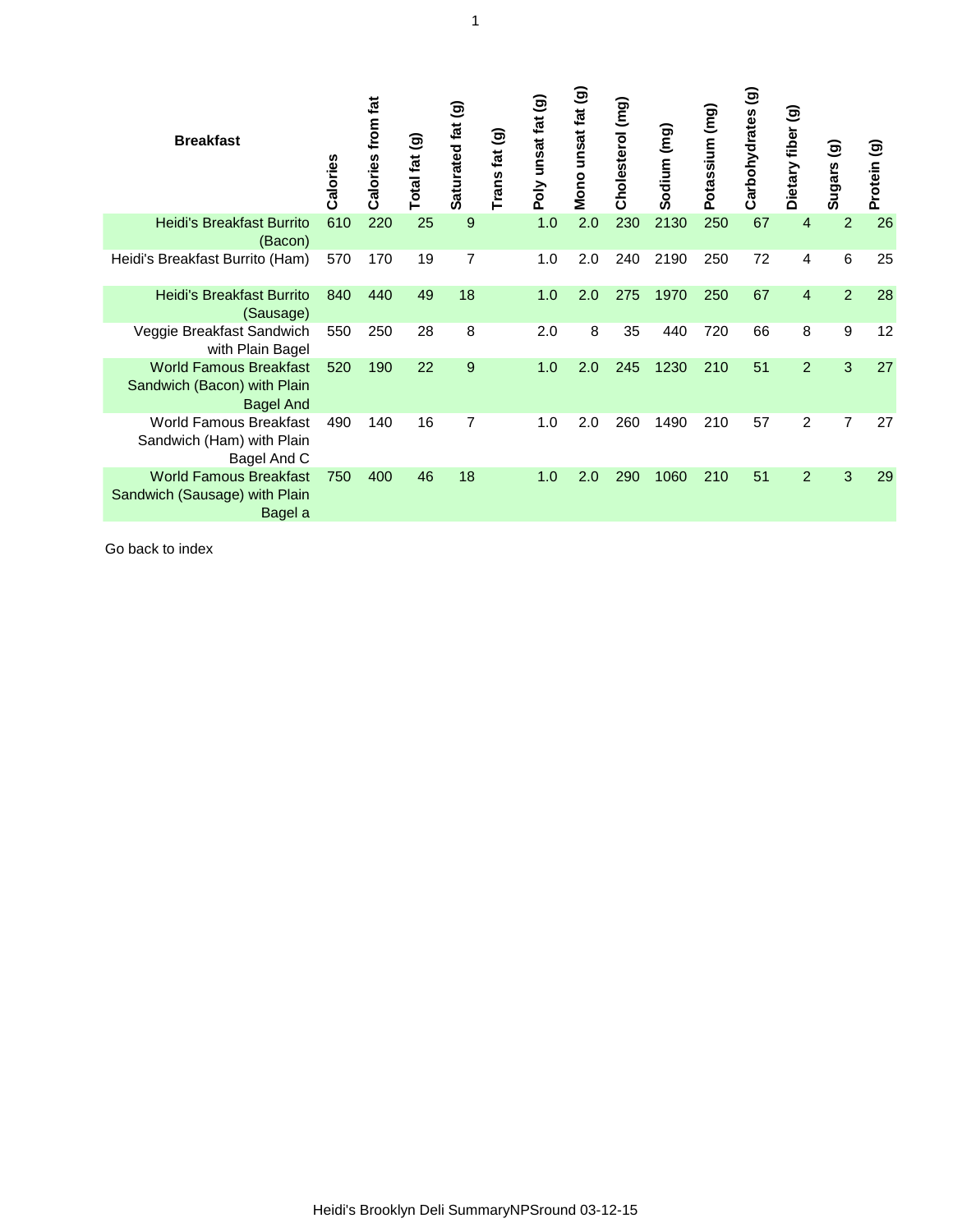| Breakfast | Calories | Calories from fat | Total fat (g) | Saturated fat (g) | Trans fat (g) | Poly unsat fat (g) | Mono unsat fat (g) | Cholesterol (mg) | Sodium (mg) | Potassium (mg) | Carbohydrates (g) | Dietary fiber (g) | Sugars (g) | Protein (g) |
|---|---|---|---|---|---|---|---|---|---|---|---|---|---|---|
| Heidi's Breakfast Burrito (Bacon) | 610 | 220 | 25 | 9 | | 1.0 | 2.0 | 230 | 2130 | 250 | 67 | 4 | 2 | 26 |
| Heidi's Breakfast Burrito (Ham) | 570 | 170 | 19 | 7 | | 1.0 | 2.0 | 240 | 2190 | 250 | 72 | 4 | 6 | 25 |
| Heidi's Breakfast Burrito (Sausage) | 840 | 440 | 49 | 18 | | 1.0 | 2.0 | 275 | 1970 | 250 | 67 | 4 | 2 | 28 |
| Veggie Breakfast Sandwich with Plain Bagel | 550 | 250 | 28 | 8 | | 2.0 | 8 | 35 | 440 | 720 | 66 | 8 | 9 | 12 |
| World Famous Breakfast Sandwich (Bacon) with Plain Bagel And | 520 | 190 | 22 | 9 | | 1.0 | 2.0 | 245 | 1230 | 210 | 51 | 2 | 3 | 27 |
| World Famous Breakfast Sandwich (Ham) with Plain Bagel And C | 490 | 140 | 16 | 7 | | 1.0 | 2.0 | 260 | 1490 | 210 | 57 | 2 | 7 | 27 |
| World Famous Breakfast Sandwich (Sausage) with Plain Bagel a | 750 | 400 | 46 | 18 | | 1.0 | 2.0 | 290 | 1060 | 210 | 51 | 2 | 3 | 29 |

Go back to index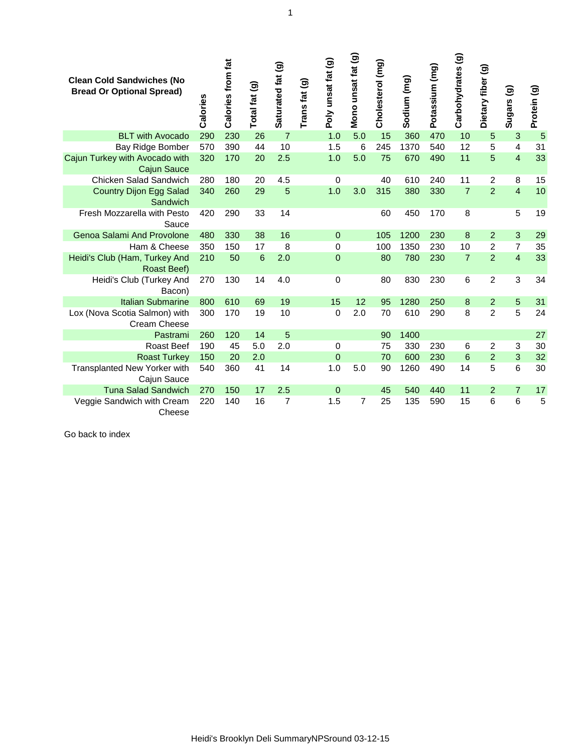| Clean Cold Sandwiches (No Bread Or Optional Spread) | Calories | Calories from fat | Total fat (g) | Saturated fat (g) | Trans fat (g) | Poly unsat fat (g) | Mono unsat fat (g) | Cholesterol (mg) | Sodium (mg) | Potassium (mg) | Carbohydrates (g) | Dietary fiber (g) | Sugars (g) | Protein (g) |
|---|---|---|---|---|---|---|---|---|---|---|---|---|---|---|
| BLT with Avocado | 290 | 230 | 26 | 7 | | 1.0 | 5.0 | 15 | 360 | 470 | 10 | 5 | 3 | 5 |
| Bay Ridge Bomber | 570 | 390 | 44 | 10 | | 1.5 | 6 | 245 | 1370 | 540 | 12 | 5 | 4 | 31 |
| Cajun Turkey with Avocado with Cajun Sauce | 320 | 170 | 20 | 2.5 | | 1.0 | 5.0 | 75 | 670 | 490 | 11 | 5 | 4 | 33 |
| Chicken Salad Sandwich | 280 | 180 | 20 | 4.5 | | 0 | | 40 | 610 | 240 | 11 | 2 | 8 | 15 |
| Country Dijon Egg Salad Sandwich | 340 | 260 | 29 | 5 | | 1.0 | 3.0 | 315 | 380 | 330 | 7 | 2 | 4 | 10 |
| Fresh Mozzarella with Pesto Sauce | 420 | 290 | 33 | 14 | | | | 60 | 450 | 170 | 8 | | 5 | 19 |
| Genoa Salami And Provolone | 480 | 330 | 38 | 16 | | 0 | | 105 | 1200 | 230 | 8 | 2 | 3 | 29 |
| Ham & Cheese | 350 | 150 | 17 | 8 | | 0 | | 100 | 1350 | 230 | 10 | 2 | 7 | 35 |
| Heidi's Club (Ham, Turkey And Roast Beef) | 210 | 50 | 6 | 2.0 | | 0 | | 80 | 780 | 230 | 7 | 2 | 4 | 33 |
| Heidi's Club (Turkey And Bacon) | 270 | 130 | 14 | 4.0 | | 0 | | 80 | 830 | 230 | 6 | 2 | 3 | 34 |
| Italian Submarine | 800 | 610 | 69 | 19 | | 15 | 12 | 95 | 1280 | 250 | 8 | 2 | 5 | 31 |
| Lox (Nova Scotia Salmon) with Cream Cheese | 300 | 170 | 19 | 10 | | 0 | 2.0 | 70 | 610 | 290 | 8 | 2 | 5 | 24 |
| Pastrami | 260 | 120 | 14 | 5 | | | | 90 | 1400 | | | | | 27 |
| Roast Beef | 190 | 45 | 5.0 | 2.0 | | 0 | | 75 | 330 | 230 | 6 | 2 | 3 | 30 |
| Roast Turkey | 150 | 20 | 2.0 | | | 0 | | 70 | 600 | 230 | 6 | 2 | 3 | 32 |
| Transplanted New Yorker with Cajun Sauce | 540 | 360 | 41 | 14 | | 1.0 | 5.0 | 90 | 1260 | 490 | 14 | 5 | 6 | 30 |
| Tuna Salad Sandwich | 270 | 150 | 17 | 2.5 | | 0 | | 45 | 540 | 440 | 11 | 2 | 7 | 17 |
| Veggie Sandwich with Cream Cheese | 220 | 140 | 16 | 7 | | 1.5 | 7 | 25 | 135 | 590 | 15 | 6 | 6 | 5 |

Go back to index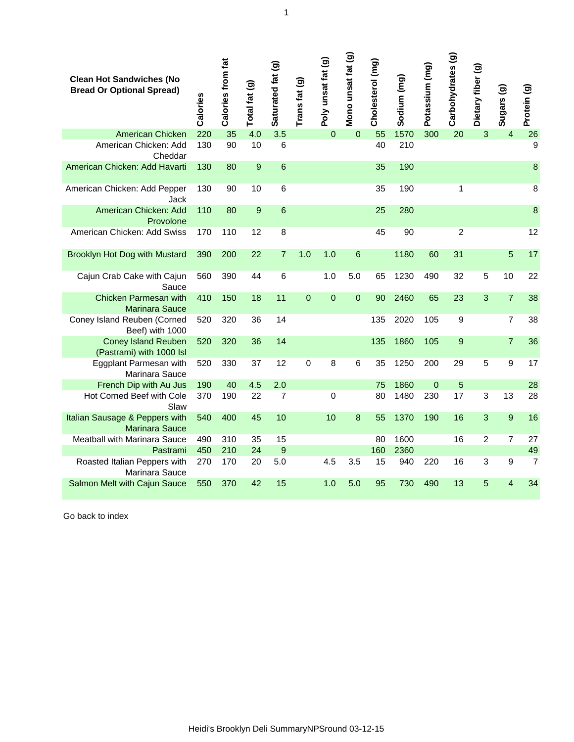| Clean Hot Sandwiches (No Bread Or Optional Spread) | Calories | Calories from fat | Total fat (g) | Saturated fat (g) | Trans fat (g) | Poly unsat fat (g) | Mono unsat fat (g) | Cholesterol (mg) | Sodium (mg) | Potassium (mg) | Carbohydrates (g) | Dietary fiber (g) | Sugars (g) | Protein (g) |
|---|---|---|---|---|---|---|---|---|---|---|---|---|---|---|
| American Chicken | 220 | 35 | 4.0 | 3.5 | | 0 | 0 | 55 | 1570 | 300 | 20 | 3 | 4 | 26 |
| American Chicken: Add Cheddar | 130 | 90 | 10 | 6 | | | | 40 | 210 | | | | | 9 |
| American Chicken: Add Havarti | 130 | 80 | 9 | 6 | | | | 35 | 190 | | | | | 8 |
| American Chicken: Add Pepper Jack | 130 | 90 | 10 | 6 | | | | 35 | 190 | | 1 | | | 8 |
| American Chicken: Add Provolone | 110 | 80 | 9 | 6 | | | | 25 | 280 | | | | | 8 |
| American Chicken: Add Swiss | 170 | 110 | 12 | 8 | | | | 45 | 90 | | 2 | | | 12 |
| Brooklyn Hot Dog with Mustard | 390 | 200 | 22 | 7 | 1.0 | 1.0 | 6 | | 1180 | 60 | 31 | | 5 | 17 |
| Cajun Crab Cake with Cajun Sauce | 560 | 390 | 44 | 6 | | 1.0 | 5.0 | 65 | 1230 | 490 | 32 | 5 | 10 | 22 |
| Chicken Parmesan with Marinara Sauce | 410 | 150 | 18 | 11 | 0 | 0 | 0 | 90 | 2460 | 65 | 23 | 3 | 7 | 38 |
| Coney Island Reuben (Corned Beef) with 1000 | 520 | 320 | 36 | 14 | | | | 135 | 2020 | 105 | 9 | | 7 | 38 |
| Coney Island Reuben (Pastrami) with 1000 Isl | 520 | 320 | 36 | 14 | | | | 135 | 1860 | 105 | 9 | | 7 | 36 |
| Eggplant Parmesan with Marinara Sauce | 520 | 330 | 37 | 12 | 0 | 8 | 6 | 35 | 1250 | 200 | 29 | 5 | 9 | 17 |
| French Dip with Au Jus | 190 | 40 | 4.5 | 2.0 | | | | 75 | 1860 | 0 | 5 | | | 28 |
| Hot Corned Beef with Cole Slaw | 370 | 190 | 22 | 7 | | 0 | | 80 | 1480 | 230 | 17 | 3 | 13 | 28 |
| Italian Sausage & Peppers with Marinara Sauce | 540 | 400 | 45 | 10 | | 10 | 8 | 55 | 1370 | 190 | 16 | 3 | 9 | 16 |
| Meatball with Marinara Sauce | 490 | 310 | 35 | 15 | | | | 80 | 1600 | | 16 | 2 | 7 | 27 |
| Pastrami | 450 | 210 | 24 | 9 | | | | 160 | 2360 | | | | | 49 |
| Roasted Italian Peppers with Marinara Sauce | 270 | 170 | 20 | 5.0 | | 4.5 | 3.5 | 15 | 940 | 220 | 16 | 3 | 9 | 7 |
| Salmon Melt with Cajun Sauce | 550 | 370 | 42 | 15 | | 1.0 | 5.0 | 95 | 730 | 490 | 13 | 5 | 4 | 34 |

Go back to index

Heidi's Brooklyn Deli SummaryNPSround 03-12-15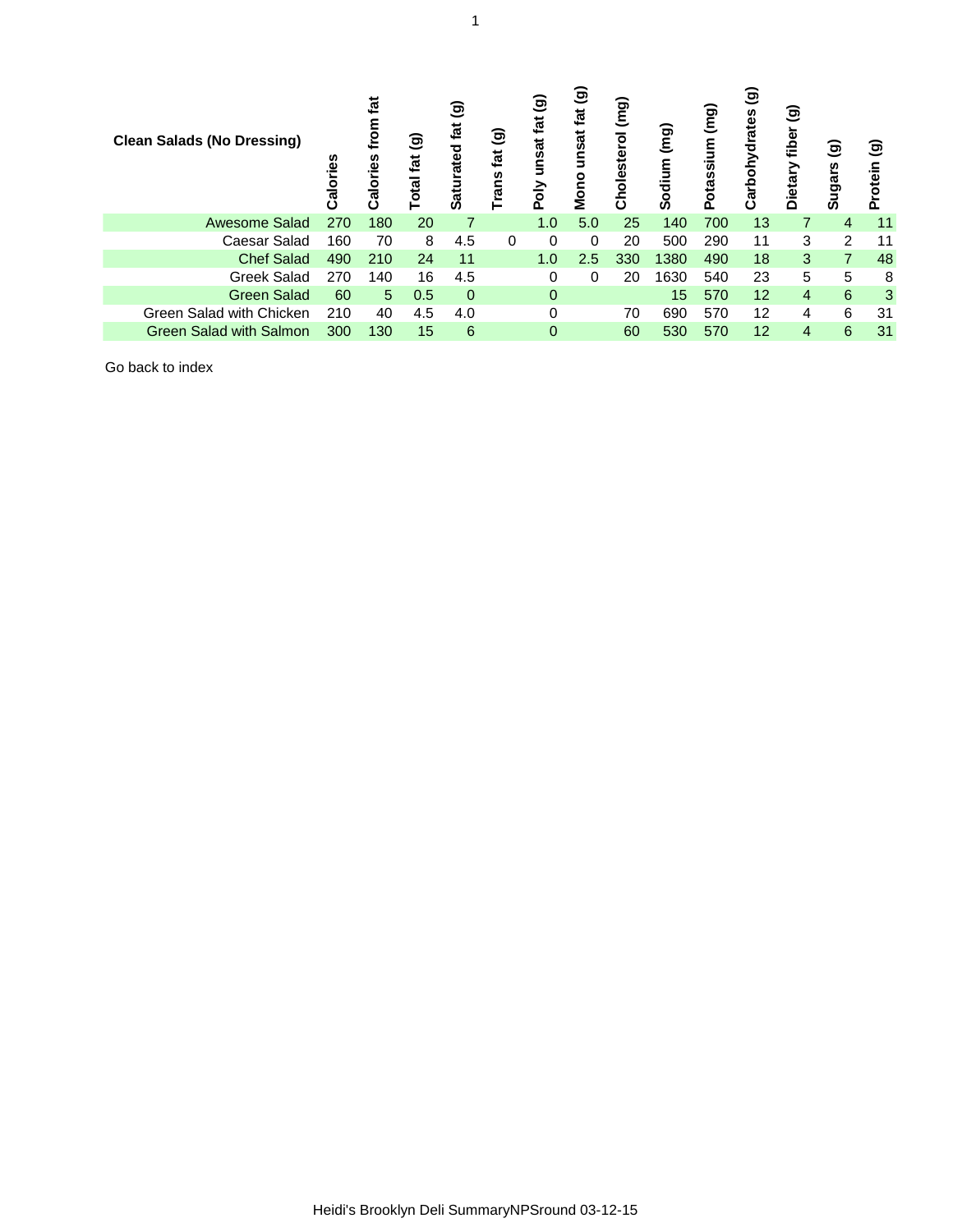| Clean Salads (No Dressing) | Calories | Calories from fat | Total fat (g) | Saturated fat (g) | Trans fat (g) | Poly unsat fat (g) | Mono unsat fat (g) | Cholesterol (mg) | Sodium (mg) | Potassium (mg) | Carbohydrates (g) | Dietary fiber (g) | Sugars (g) | Protein (g) |
|---|---|---|---|---|---|---|---|---|---|---|---|---|---|---|
| Awesome Salad | 270 | 180 | 20 | 7 | | 1.0 | 5.0 | 25 | 140 | 700 | 13 | 7 | 4 | 11 |
| Caesar Salad | 160 | 70 | 8 | 4.5 | 0 | 0 | 0 | 20 | 500 | 290 | 11 | 3 | 2 | 11 |
| Chef Salad | 490 | 210 | 24 | 11 | | 1.0 | 2.5 | 330 | 1380 | 490 | 18 | 3 | 7 | 48 |
| Greek Salad | 270 | 140 | 16 | 4.5 | | 0 | 0 | 20 | 1630 | 540 | 23 | 5 | 5 | 8 |
| Green Salad | 60 | 5 | 0.5 | 0 | | 0 | | | 15 | 570 | 12 | 4 | 6 | 3 |
| Green Salad with Chicken | 210 | 40 | 4.5 | 4.0 | | 0 | | 70 | 690 | 570 | 12 | 4 | 6 | 31 |
| Green Salad with Salmon | 300 | 130 | 15 | 6 | | 0 | | 60 | 530 | 570 | 12 | 4 | 6 | 31 |

Go back to index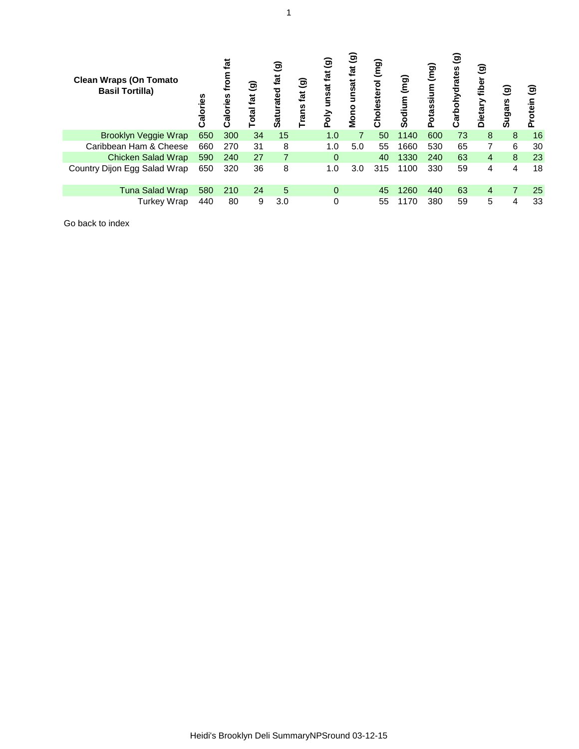| Clean Wraps (On Tomato Basil Tortilla) | Calories | Calories from fat | Total fat (g) | Saturated fat (g) | Trans fat (g) | Poly unsat fat (g) | Mono unsat fat (g) | Cholesterol (mg) | Sodium (mg) | Potassium (mg) | Carbohydrates (g) | Dietary fiber (g) | Sugars (g) | Protein (g) |
|---|---|---|---|---|---|---|---|---|---|---|---|---|---|---|
| Brooklyn Veggie Wrap | 650 | 300 | 34 | 15 | | 1.0 | 7 | 50 | 1140 | 600 | 73 | 8 | 8 | 16 |
| Caribbean Ham & Cheese | 660 | 270 | 31 | 8 | | 1.0 | 5.0 | 55 | 1660 | 530 | 65 | 7 | 6 | 30 |
| Chicken Salad Wrap | 590 | 240 | 27 | 7 | | 0 | | 40 | 1330 | 240 | 63 | 4 | 8 | 23 |
| Country Dijon Egg Salad Wrap | 650 | 320 | 36 | 8 | | 1.0 | 3.0 | 315 | 1100 | 330 | 59 | 4 | 4 | 18 |
| | | | | | | | | | | | | | | |
| Tuna Salad Wrap | 580 | 210 | 24 | 5 | | 0 | | 45 | 1260 | 440 | 63 | 4 | 7 | 25 |
| Turkey Wrap | 440 | 80 | 9 | 3.0 | | 0 | | 55 | 1170 | 380 | 59 | 5 | 4 | 33 |

Go back to index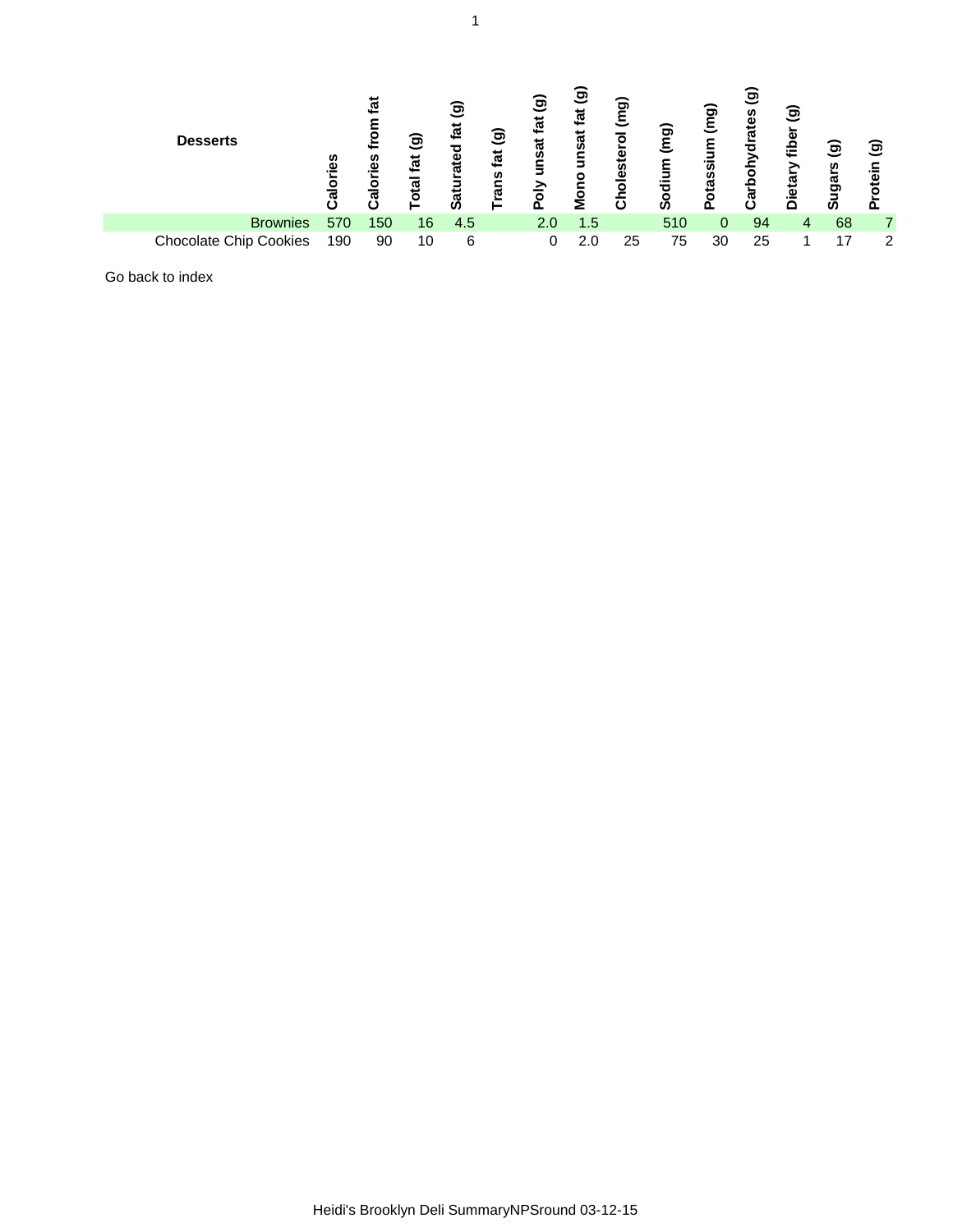| Desserts | Calories | Calories from fat | Total fat (g) | Saturated fat (g) | Trans fat (g) | Poly unsat fat (g) | Mono unsat fat (g) | Cholesterol (mg) | Sodium (mg) | Potassium (mg) | Carbohydrates (g) | Dietary fiber (g) | Sugars (g) | Protein (g) |
|---|---|---|---|---|---|---|---|---|---|---|---|---|---|---|
| Brownies | 570 | 150 | 16 | 4.5 | | 2.0 | 1.5 | | 510 | 0 | 94 | 4 | 68 | 7 |
| Chocolate Chip Cookies | 190 | 90 | 10 | 6 | | 0 | 2.0 | 25 | 75 | 30 | 25 | 1 | 17 | 2 |

Go back to index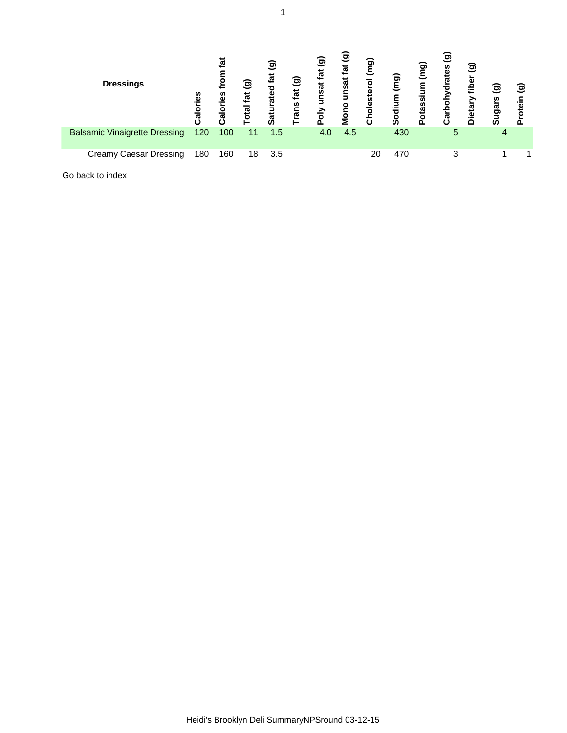| Dressings | Calories | Calories from fat | Total fat (g) | Saturated fat (g) | Trans fat (g) | Poly unsat fat (g) | Mono unsat fat (g) | Cholesterol (mg) | Sodium (mg) | Potassium (mg) | Carbohydrates (g) | Dietary fiber (g) | Sugars (g) | Protein (g) |
|---|---|---|---|---|---|---|---|---|---|---|---|---|---|---|
| Balsamic Vinaigrette Dressing | 120 | 100 | 11 | 1.5 | | 4.0 | 4.5 | | 430 | | 5 | | 4 | |
| Creamy Caesar Dressing | 180 | 160 | 18 | 3.5 | | | | 20 | 470 | | 3 | | 1 | 1 |

Go back to index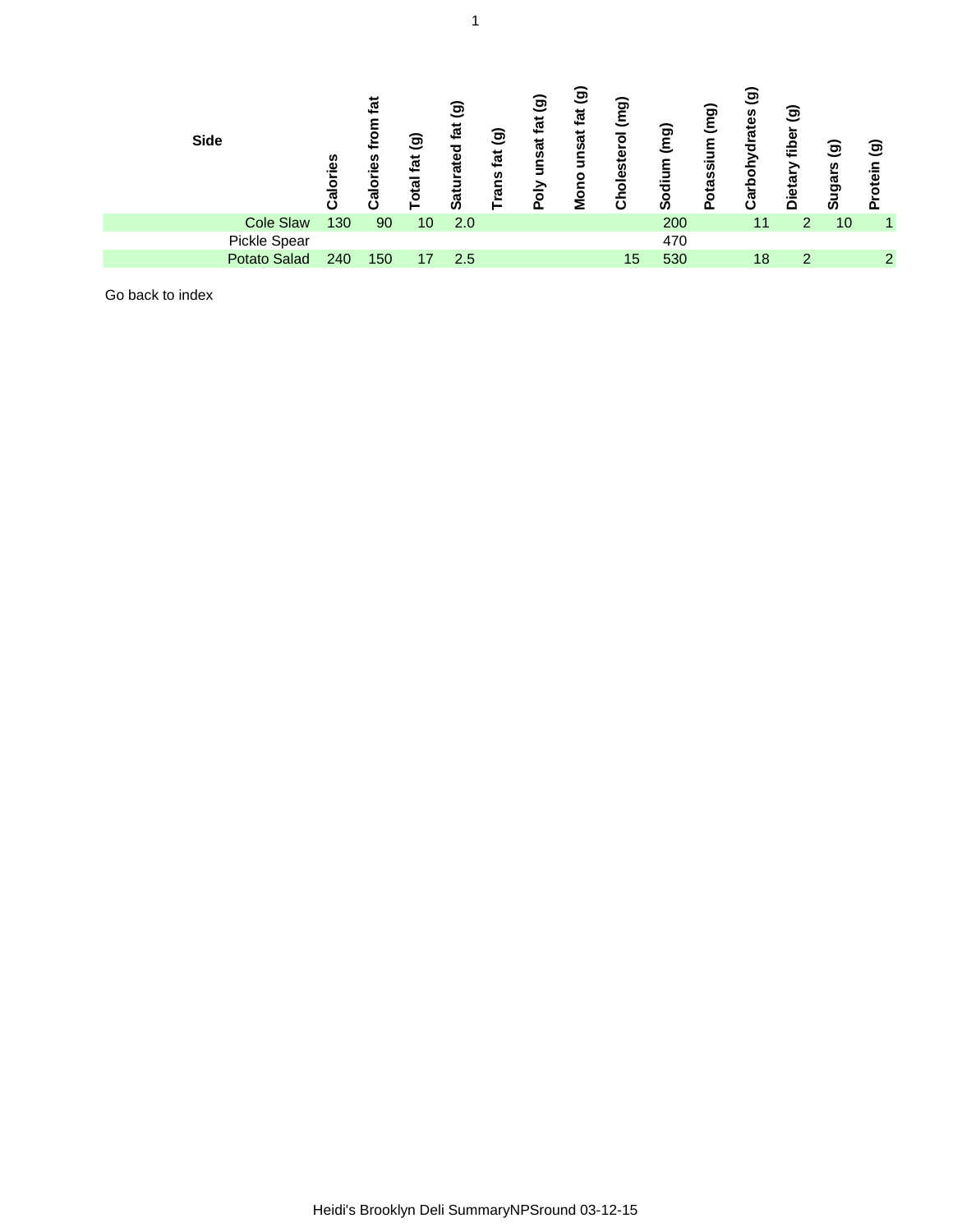| Side | Calories | Calories from fat | Total fat (g) | Saturated fat (g) | Trans fat (g) | Poly unsat fat (g) | Mono unsat fat (g) | Cholesterol (mg) | Sodium (mg) | Potassium (mg) | Carbohydrates (g) | Dietary fiber (g) | Sugars (g) | Protein (g) |
|---|---|---|---|---|---|---|---|---|---|---|---|---|---|---|
| Cole Slaw | 130 | 90 | 10 | 2.0 | | | | | 200 | | 11 | 2 | 10 | 1 |
| Pickle Spear | | | | | | | | | 470 | | | | | |
| Potato Salad | 240 | 150 | 17 | 2.5 | | | | 15 | 530 | | 18 | 2 | | 2 |

Go back to index

Heidi's Brooklyn Deli SummaryNPSround 03-12-15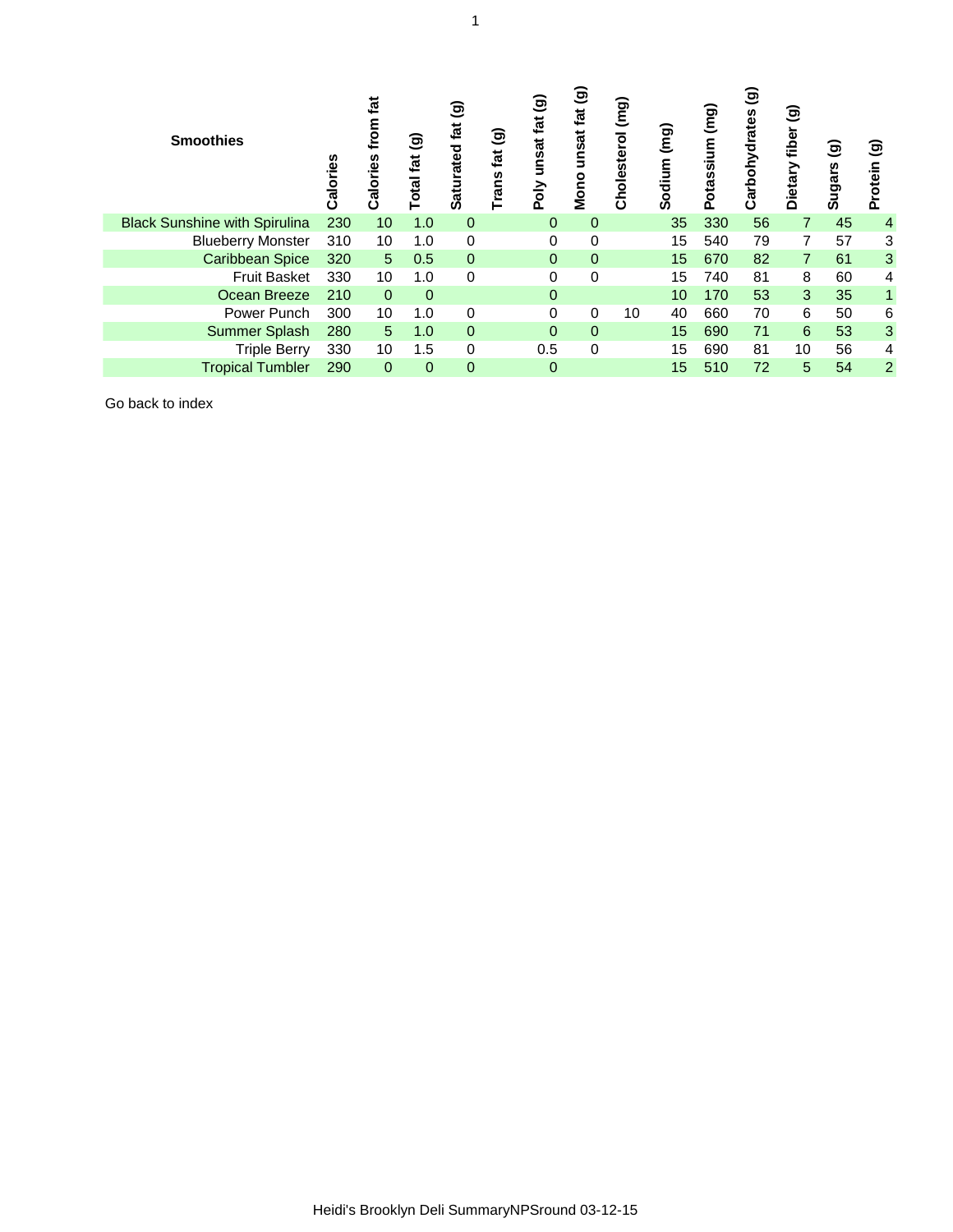| Smoothies | Calories | Calories from fat | Total fat (g) | Saturated fat (g) | Trans fat (g) | Poly unsat fat (g) | Mono unsat fat (g) | Cholesterol (mg) | Sodium (mg) | Potassium (mg) | Carbohydrates (g) | Dietary fiber (g) | Sugars (g) | Protein (g) |
|---|---|---|---|---|---|---|---|---|---|---|---|---|---|---|
| Black Sunshine with Spirulina | 230 | 10 | 1.0 | 0 | | 0 | 0 | | 35 | 330 | 56 | 7 | 45 | 4 |
| Blueberry Monster | 310 | 10 | 1.0 | 0 | | 0 | 0 | | 15 | 540 | 79 | 7 | 57 | 3 |
| Caribbean Spice | 320 | 5 | 0.5 | 0 | | 0 | 0 | | 15 | 670 | 82 | 7 | 61 | 3 |
| Fruit Basket | 330 | 10 | 1.0 | 0 | | 0 | 0 | | 15 | 740 | 81 | 8 | 60 | 4 |
| Ocean Breeze | 210 | 0 | 0 | | | 0 | | | 10 | 170 | 53 | 3 | 35 | 1 |
| Power Punch | 300 | 10 | 1.0 | 0 | | 0 | 0 | 10 | 40 | 660 | 70 | 6 | 50 | 6 |
| Summer Splash | 280 | 5 | 1.0 | 0 | | 0 | 0 | | 15 | 690 | 71 | 6 | 53 | 3 |
| Triple Berry | 330 | 10 | 1.5 | 0 | | 0.5 | 0 | | 15 | 690 | 81 | 10 | 56 | 4 |
| Tropical Tumbler | 290 | 0 | 0 | 0 | | 0 | | | 15 | 510 | 72 | 5 | 54 | 2 |

Go back to index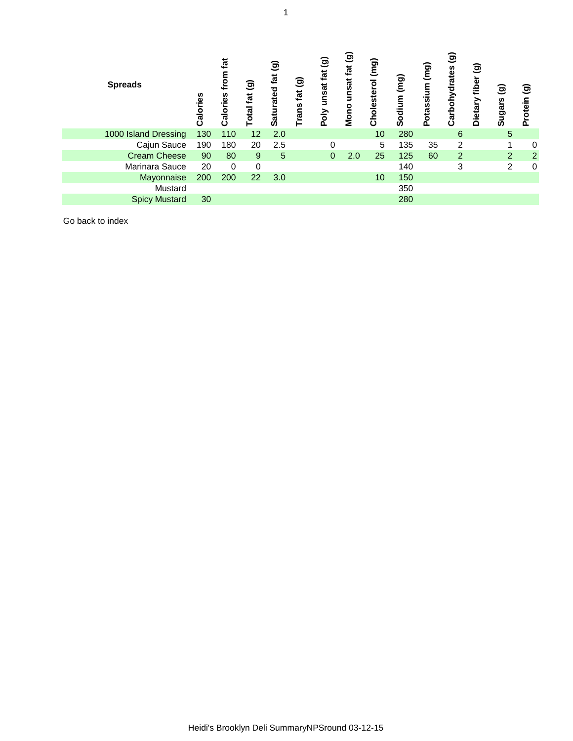| Spreads | Calories | Calories from fat | Total fat (g) | Saturated fat (g) | Trans fat (g) | Poly unsat fat (g) | Mono unsat fat (g) | Cholesterol (mg) | Sodium (mg) | Potassium (mg) | Carbohydrates (g) | Dietary fiber (g) | Sugars (g) | Protein (g) |
|---|---|---|---|---|---|---|---|---|---|---|---|---|---|---|
| 1000 Island Dressing | 130 | 110 | 12 | 2.0 | | | | 10 | 280 | | 6 | | 5 | |
| Cajun Sauce | 190 | 180 | 20 | 2.5 | | 0 | | 5 | 135 | 35 | 2 | | 1 | 0 |
| Cream Cheese | 90 | 80 | 9 | 5 | | 0 | 2.0 | 25 | 125 | 60 | 2 | | 2 | 2 |
| Marinara Sauce | 20 | 0 | 0 | | | | | | 140 | | 3 | | 2 | 0 |
| Mayonnaise | 200 | 200 | 22 | 3.0 | | | | 10 | 150 | | | | | |
| Mustard | | | | | | | | | 350 | | | | | |
| Spicy Mustard | 30 | | | | | | | | 280 | | | | | |

Go back to index